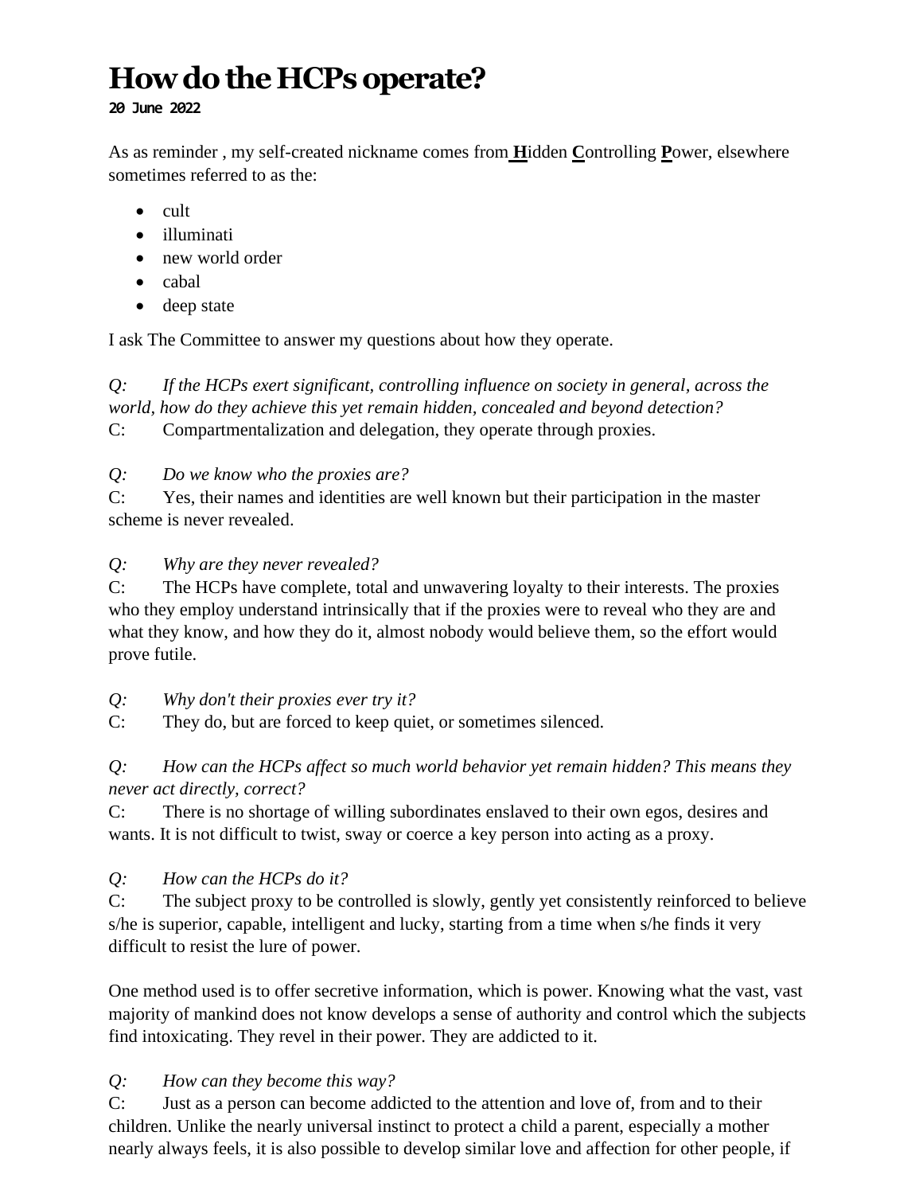# How do the HCPs operate?

**20 June 2022**

As as reminder , my self-created nickname comes from **H**idden **C**ontrolling **P**ower, elsewhere sometimes referred to as the:

- cult
- illuminati
- new world order
- cabal
- deep state

I ask The Committee to answer my questions about how they operate.

*Q: If the HCPs exert significant, controlling influence on society in general, across the world, how do they achieve this yet remain hidden, concealed and beyond detection?*
C: Compartmentalization and delegation, they operate through proxies.

*Q: Do we know who the proxies are?*
C: Yes, their names and identities are well known but their participation in the master scheme is never revealed.

*Q: Why are they never revealed?*
C: The HCPs have complete, total and unwavering loyalty to their interests. The proxies who they employ understand intrinsically that if the proxies were to reveal who they are and what they know, and how they do it, almost nobody would believe them, so the effort would prove futile.

*Q: Why don't their proxies ever try it?*
C: They do, but are forced to keep quiet, or sometimes silenced.

*Q: How can the HCPs affect so much world behavior yet remain hidden? This means they never act directly, correct?*
C: There is no shortage of willing subordinates enslaved to their own egos, desires and wants. It is not difficult to twist, sway or coerce a key person into acting as a proxy.

*Q: How can the HCPs do it?*
C: The subject proxy to be controlled is slowly, gently yet consistently reinforced to believe s/he is superior, capable, intelligent and lucky, starting from a time when s/he finds it very difficult to resist the lure of power.

One method used is to offer secretive information, which is power. Knowing what the vast, vast majority of mankind does not know develops a sense of authority and control which the subjects find intoxicating. They revel in their power. They are addicted to it.

*Q: How can they become this way?*
C: Just as a person can become addicted to the attention and love of, from and to their children. Unlike the nearly universal instinct to protect a child a parent, especially a mother nearly always feels, it is also possible to develop similar love and affection for other people, if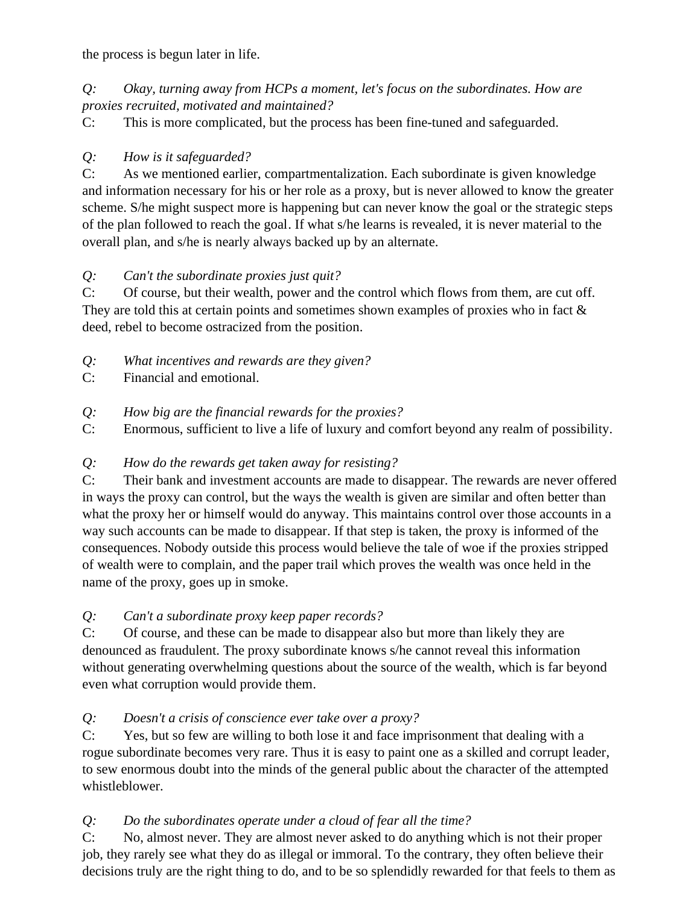the process is begun later in life.

*Q: Okay, turning away from HCPs a moment, let's focus on the subordinates. How are proxies recruited, motivated and maintained?*

C: This is more complicated, but the process has been fine-tuned and safeguarded.

*Q: How is it safeguarded?*

C: As we mentioned earlier, compartmentalization. Each subordinate is given knowledge and information necessary for his or her role as a proxy, but is never allowed to know the greater scheme. S/he might suspect more is happening but can never know the goal or the strategic steps of the plan followed to reach the goal. If what s/he learns is revealed, it is never material to the overall plan, and s/he is nearly always backed up by an alternate.

*Q: Can't the subordinate proxies just quit?*

C: Of course, but their wealth, power and the control which flows from them, are cut off. They are told this at certain points and sometimes shown examples of proxies who in fact & deed, rebel to become ostracized from the position.

*Q: What incentives and rewards are they given?*

C: Financial and emotional.

*Q: How big are the financial rewards for the proxies?*

C: Enormous, sufficient to live a life of luxury and comfort beyond any realm of possibility.

*Q: How do the rewards get taken away for resisting?*

C: Their bank and investment accounts are made to disappear. The rewards are never offered in ways the proxy can control, but the ways the wealth is given are similar and often better than what the proxy her or himself would do anyway. This maintains control over those accounts in a way such accounts can be made to disappear. If that step is taken, the proxy is informed of the consequences. Nobody outside this process would believe the tale of woe if the proxies stripped of wealth were to complain, and the paper trail which proves the wealth was once held in the name of the proxy, goes up in smoke.

*Q: Can't a subordinate proxy keep paper records?*

C: Of course, and these can be made to disappear also but more than likely they are denounced as fraudulent. The proxy subordinate knows s/he cannot reveal this information without generating overwhelming questions about the source of the wealth, which is far beyond even what corruption would provide them.

*Q: Doesn't a crisis of conscience ever take over a proxy?*

C: Yes, but so few are willing to both lose it and face imprisonment that dealing with a rogue subordinate becomes very rare. Thus it is easy to paint one as a skilled and corrupt leader, to sew enormous doubt into the minds of the general public about the character of the attempted whistleblower.

*Q: Do the subordinates operate under a cloud of fear all the time?*

C: No, almost never. They are almost never asked to do anything which is not their proper job, they rarely see what they do as illegal or immoral. To the contrary, they often believe their decisions truly are the right thing to do, and to be so splendidly rewarded for that feels to them as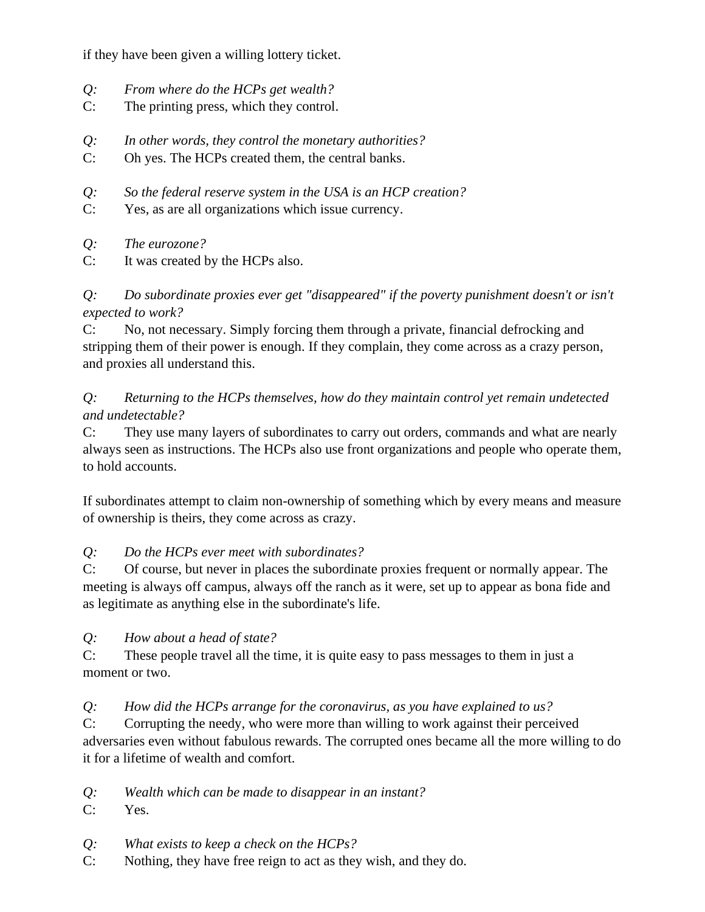if they have been given a willing lottery ticket.

*Q: From where do the HCPs get wealth?*
C: The printing press, which they control.

*Q: In other words, they control the monetary authorities?*
C: Oh yes. The HCPs created them, the central banks.

*Q: So the federal reserve system in the USA is an HCP creation?*
C: Yes, as are all organizations which issue currency.

*Q: The eurozone?*
C: It was created by the HCPs also.

*Q: Do subordinate proxies ever get "disappeared" if the poverty punishment doesn't or isn't expected to work?*
C: No, not necessary. Simply forcing them through a private, financial defrocking and stripping them of their power is enough. If they complain, they come across as a crazy person, and proxies all understand this.

*Q: Returning to the HCPs themselves, how do they maintain control yet remain undetected and undetectable?*
C: They use many layers of subordinates to carry out orders, commands and what are nearly always seen as instructions. The HCPs also use front organizations and people who operate them, to hold accounts.

If subordinates attempt to claim non-ownership of something which by every means and measure of ownership is theirs, they come across as crazy.

*Q: Do the HCPs ever meet with subordinates?*
C: Of course, but never in places the subordinate proxies frequent or normally appear. The meeting is always off campus, always off the ranch as it were, set up to appear as bona fide and as legitimate as anything else in the subordinate's life.

*Q: How about a head of state?*
C: These people travel all the time, it is quite easy to pass messages to them in just a moment or two.

*Q: How did the HCPs arrange for the coronavirus, as you have explained to us?*
C: Corrupting the needy, who were more than willing to work against their perceived adversaries even without fabulous rewards. The corrupted ones became all the more willing to do it for a lifetime of wealth and comfort.

*Q: Wealth which can be made to disappear in an instant?*
C: Yes.

*Q: What exists to keep a check on the HCPs?*
C: Nothing, they have free reign to act as they wish, and they do.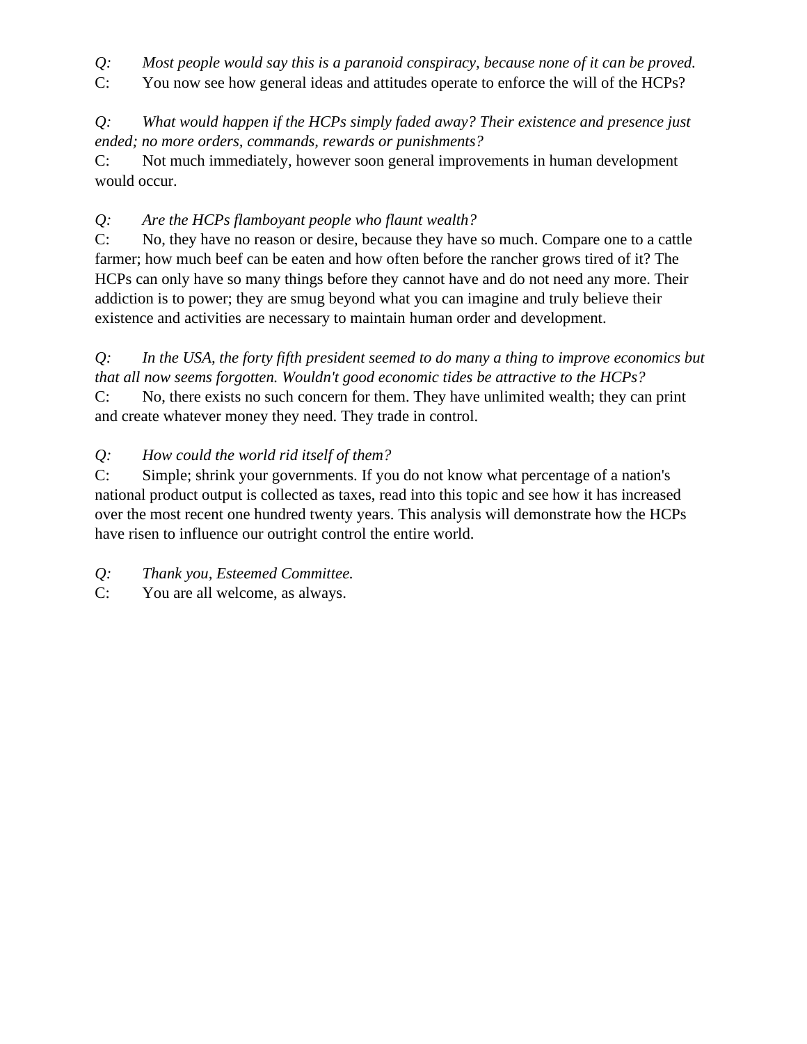*Q:* *Most people would say this is a paranoid conspiracy, because none of it can be proved.*
C: You now see how general ideas and attitudes operate to enforce the will of the HCPs?

*Q:* *What would happen if the HCPs simply faded away? Their existence and presence just ended; no more orders, commands, rewards or punishments?*
C: Not much immediately, however soon general improvements in human development would occur.

*Q:* *Are the HCPs flamboyant people who flaunt wealth?*
C: No, they have no reason or desire, because they have so much. Compare one to a cattle farmer; how much beef can be eaten and how often before the rancher grows tired of it? The HCPs can only have so many things before they cannot have and do not need any more. Their addiction is to power; they are smug beyond what you can imagine and truly believe their existence and activities are necessary to maintain human order and development.

*Q:* *In the USA, the forty fifth president seemed to do many a thing to improve economics but that all now seems forgotten. Wouldn't good economic tides be attractive to the HCPs?*
C: No, there exists no such concern for them. They have unlimited wealth; they can print and create whatever money they need. They trade in control.

*Q:* *How could the world rid itself of them?*
C: Simple; shrink your governments. If you do not know what percentage of a nation's national product output is collected as taxes, read into this topic and see how it has increased over the most recent one hundred twenty years. This analysis will demonstrate how the HCPs have risen to influence our outright control the entire world.

*Q:* *Thank you, Esteemed Committee.*
C: You are all welcome, as always.